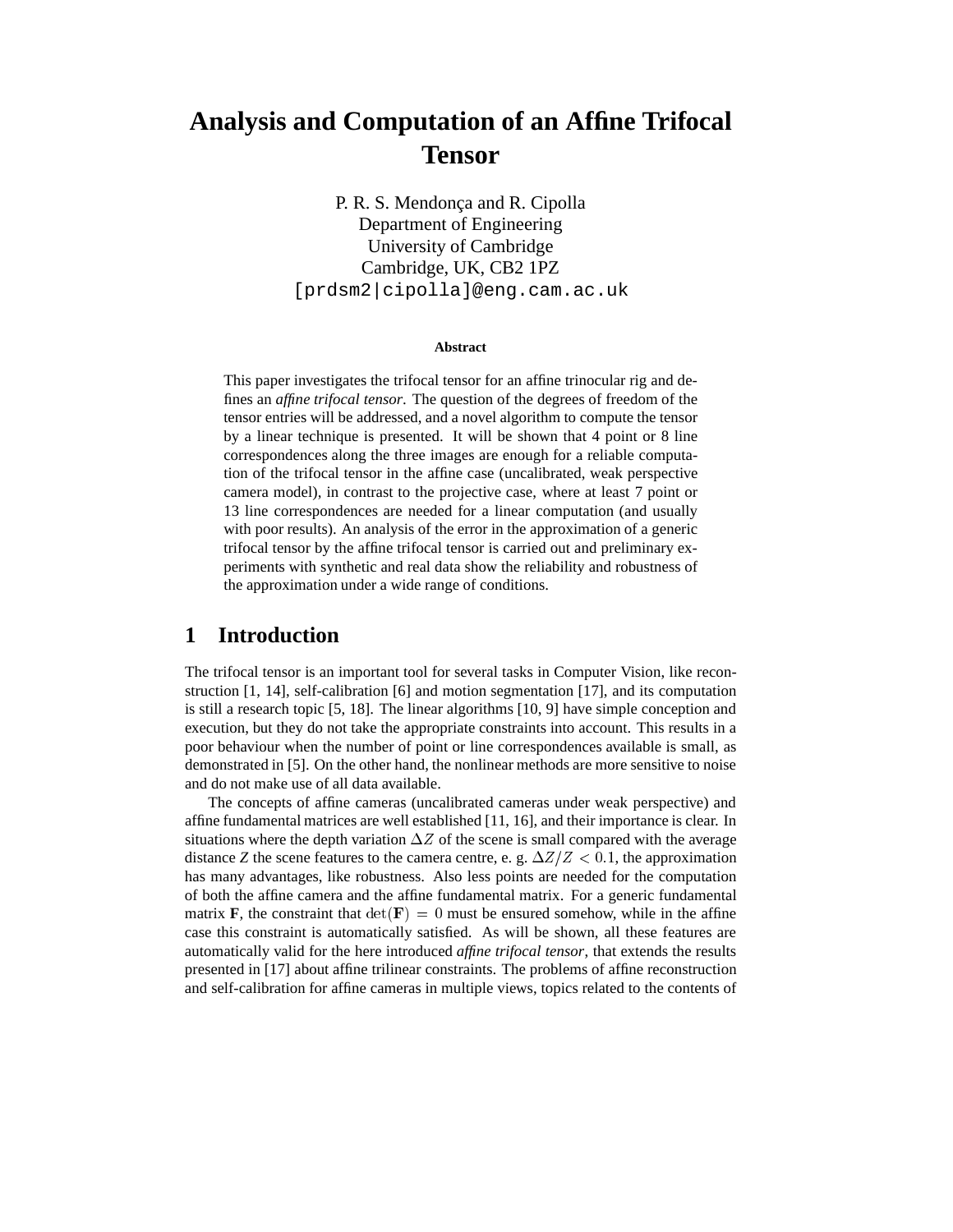# Analysis and Computation of an Affine Trifocal Tensor

P. R. S. Mendonça and R. Cipolla
Department of Engineering
University of Cambridge
Cambridge, UK, CB2 1PZ
[prdsm2|cipolla]@eng.cam.ac.uk

### Abstract

This paper investigates the trifocal tensor for an affine trinocular rig and defines an *affine trifocal tensor*. The question of the degrees of freedom of the tensor entries will be addressed, and a novel algorithm to compute the tensor by a linear technique is presented. It will be shown that 4 point or 8 line correspondences along the three images are enough for a reliable computation of the trifocal tensor in the affine case (uncalibrated, weak perspective camera model), in contrast to the projective case, where at least 7 point or 13 line correspondences are needed for a linear computation (and usually with poor results). An analysis of the error in the approximation of a generic trifocal tensor by the affine trifocal tensor is carried out and preliminary experiments with synthetic and real data show the reliability and robustness of the approximation under a wide range of conditions.

## 1 Introduction

The trifocal tensor is an important tool for several tasks in Computer Vision, like reconstruction [1, 14], self-calibration [6] and motion segmentation [17], and its computation is still a research topic [5, 18]. The linear algorithms [10, 9] have simple conception and execution, but they do not take the appropriate constraints into account. This results in a poor behaviour when the number of point or line correspondences available is small, as demonstrated in [5]. On the other hand, the nonlinear methods are more sensitive to noise and do not make use of all data available.

The concepts of affine cameras (uncalibrated cameras under weak perspective) and affine fundamental matrices are well established [11, 16], and their importance is clear. In situations where the depth variation $\Delta Z$ of the scene is small compared with the average distance *Z* the scene features to the camera centre, e. g. $\Delta Z/Z < 0.1$, the approximation has many advantages, like robustness. Also less points are needed for the computation of both the affine camera and the affine fundamental matrix. For a generic fundamental matrix **F**, the constraint that $\det(\mathbf{F}) = 0$ must be ensured somehow, while in the affine case this constraint is automatically satisfied. As will be shown, all these features are automatically valid for the here introduced *affine trifocal tensor*, that extends the results presented in [17] about affine trilinear constraints. The problems of affine reconstruction and self-calibration for affine cameras in multiple views, topics related to the contents of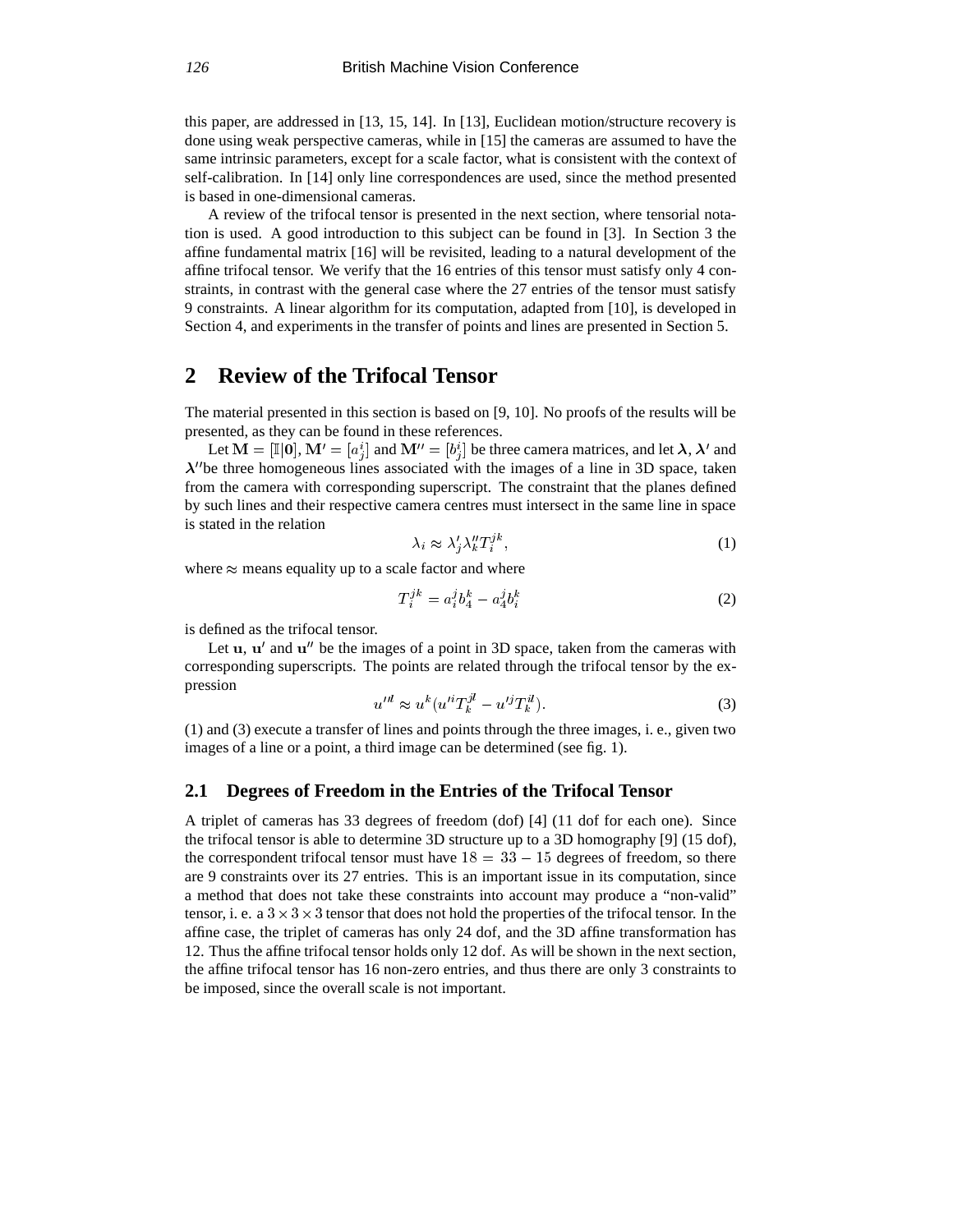this paper, are addressed in [13, 15, 14]. In [13], Euclidean motion/structure recovery is done using weak perspective cameras, while in [15] the cameras are assumed to have the same intrinsic parameters, except for a scale factor, what is consistent with the context of self-calibration. In [14] only line correspondences are used, since the method presented is based in one-dimensional cameras.

A review of the trifocal tensor is presented in the next section, where tensorial notation is used. A good introduction to this subject can be found in [3]. In Section 3 the affine fundamental matrix [16] will be revisited, leading to a natural development of the affine trifocal tensor. We verify that the 16 entries of this tensor must satisfy only 4 constraints, in contrast with the general case where the 27 entries of the tensor must satisfy 9 constraints. A linear algorithm for its computation, adapted from [10], is developed in Section 4, and experiments in the transfer of points and lines are presented in Section 5.

## 2 Review of the Trifocal Tensor

The material presented in this section is based on [9, 10]. No proofs of the results will be presented, as they can be found in these references.

Let $\mathbf{M} = [\mathbb{I}|\mathbf{0}]$, $\mathbf{M}' = [a^i_j]$ and $\mathbf{M}'' = [b^i_j]$ be three camera matrices, and let $\boldsymbol{\lambda}$, $\boldsymbol{\lambda}'$ and $\boldsymbol{\lambda}''$be three homogeneous lines associated with the images of a line in 3D space, taken from the camera with corresponding superscript. The constraint that the planes defined by such lines and their respective camera centres must intersect in the same line in space is stated in the relation

$$\lambda_i \approx \lambda'_j \lambda''_k T^{jk}_i, \tag{1}$$

where $\approx$ means equality up to a scale factor and where

$$T^{jk}_i = a^j_i b^k_4 - a^j_4 b^k_i \tag{2}$$

is defined as the trifocal tensor.

Let $\mathbf{u}$, $\mathbf{u}'$ and $\mathbf{u}''$ be the images of a point in 3D space, taken from the cameras with corresponding superscripts. The points are related through the trifocal tensor by the expression

$$u''^{il} \approx u^k (u'^i T^{jl}_k - u'^j T^{il}_k). \tag{3}$$

(1) and (3) execute a transfer of lines and points through the three images, i. e., given two images of a line or a point, a third image can be determined (see fig. 1).

### 2.1 Degrees of Freedom in the Entries of the Trifocal Tensor

A triplet of cameras has 33 degrees of freedom (dof) [4] (11 dof for each one). Since the trifocal tensor is able to determine 3D structure up to a 3D homography [9] (15 dof), the correspondent trifocal tensor must have $18 = 33 - 15$ degrees of freedom, so there are 9 constraints over its 27 entries. This is an important issue in its computation, since a method that does not take these constraints into account may produce a "non-valid" tensor, i. e. a $3 \times 3 \times 3$ tensor that does not hold the properties of the trifocal tensor. In the affine case, the triplet of cameras has only 24 dof, and the 3D affine transformation has 12. Thus the affine trifocal tensor holds only 12 dof. As will be shown in the next section, the affine trifocal tensor has 16 non-zero entries, and thus there are only 3 constraints to be imposed, since the overall scale is not important.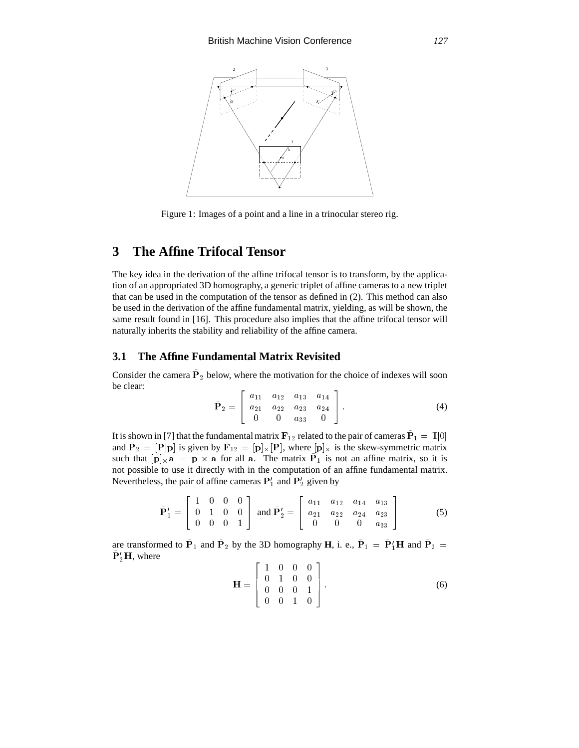Figure 1: Images of a point and a line in a trinocular stereo rig.

# 3 The Affine Trifocal Tensor

The key idea in the derivation of the affine trifocal tensor is to transform, by the application of an appropriated 3D homography, a generic triplet of affine cameras to a new triplet that can be used in the computation of the tensor as defined in (2). This method can also be used in the derivation of the affine fundamental matrix, yielding, as will be shown, the same result found in [16]. This procedure also implies that the affine trifocal tensor will naturally inherits the stability and reliability of the affine camera.

## 3.1 The Affine Fundamental Matrix Revisited

Consider the camera $\bar{\mathbf{P}}_2$ below, where the motivation for the choice of indexes will soon be clear:

$$\bar{\mathbf{P}}_2 = \begin{bmatrix} a_{11} & a_{12} & a_{13} & a_{14} \\ a_{21} & a_{22} & a_{23} & a_{24} \\ 0 & 0 & a_{33} & 0 \end{bmatrix}. \tag{4}$$

It is shown in [7] that the fundamental matrix $\mathbf{F}_{12}$ related to the pair of cameras $\bar{\mathbf{P}}_1 = [\mathbb{I}|0]$ and $\bar{\mathbf{P}}_2 = [\mathbf{P}|\mathbf{p}]$ is given by $\bar{\mathbf{F}}_{12} = [\mathbf{p}]_\times[\mathbf{P}]$, where $[\mathbf{p}]_\times$ is the skew-symmetric matrix such that $[\mathbf{p}]_\times \mathbf{a} = \mathbf{p} \times \mathbf{a}$ for all $\mathbf{a}$. The matrix $\bar{\mathbf{P}}_1$ is not an affine matrix, so it is not possible to use it directly with in the computation of an affine fundamental matrix. Nevertheless, the pair of affine cameras $\bar{\mathbf{P}}'_1$ and $\bar{\mathbf{P}}'_2$ given by

$$\bar{\mathbf{P}}'_1 = \begin{bmatrix} 1 & 0 & 0 & 0 \\ 0 & 1 & 0 & 0 \\ 0 & 0 & 0 & 1 \end{bmatrix} \text{ and } \bar{\mathbf{P}}'_2 = \begin{bmatrix} a_{11} & a_{12} & a_{14} & a_{13} \\ a_{21} & a_{22} & a_{24} & a_{23} \\ 0 & 0 & 0 & a_{33} \end{bmatrix} \tag{5}$$

are transformed to $\bar{\mathbf{P}}_1$ and $\bar{\mathbf{P}}_2$ by the 3D homography $\mathbf{H}$, i. e., $\bar{\mathbf{P}}_1 = \bar{\mathbf{P}}'_1\mathbf{H}$ and $\bar{\mathbf{P}}_2 = \bar{\mathbf{P}}'_2\mathbf{H}$, where

$$\mathbf{H} = \begin{bmatrix} 1 & 0 & 0 & 0 \\ 0 & 1 & 0 & 0 \\ 0 & 0 & 0 & 1 \\ 0 & 0 & 1 & 0 \end{bmatrix}. \tag{6}$$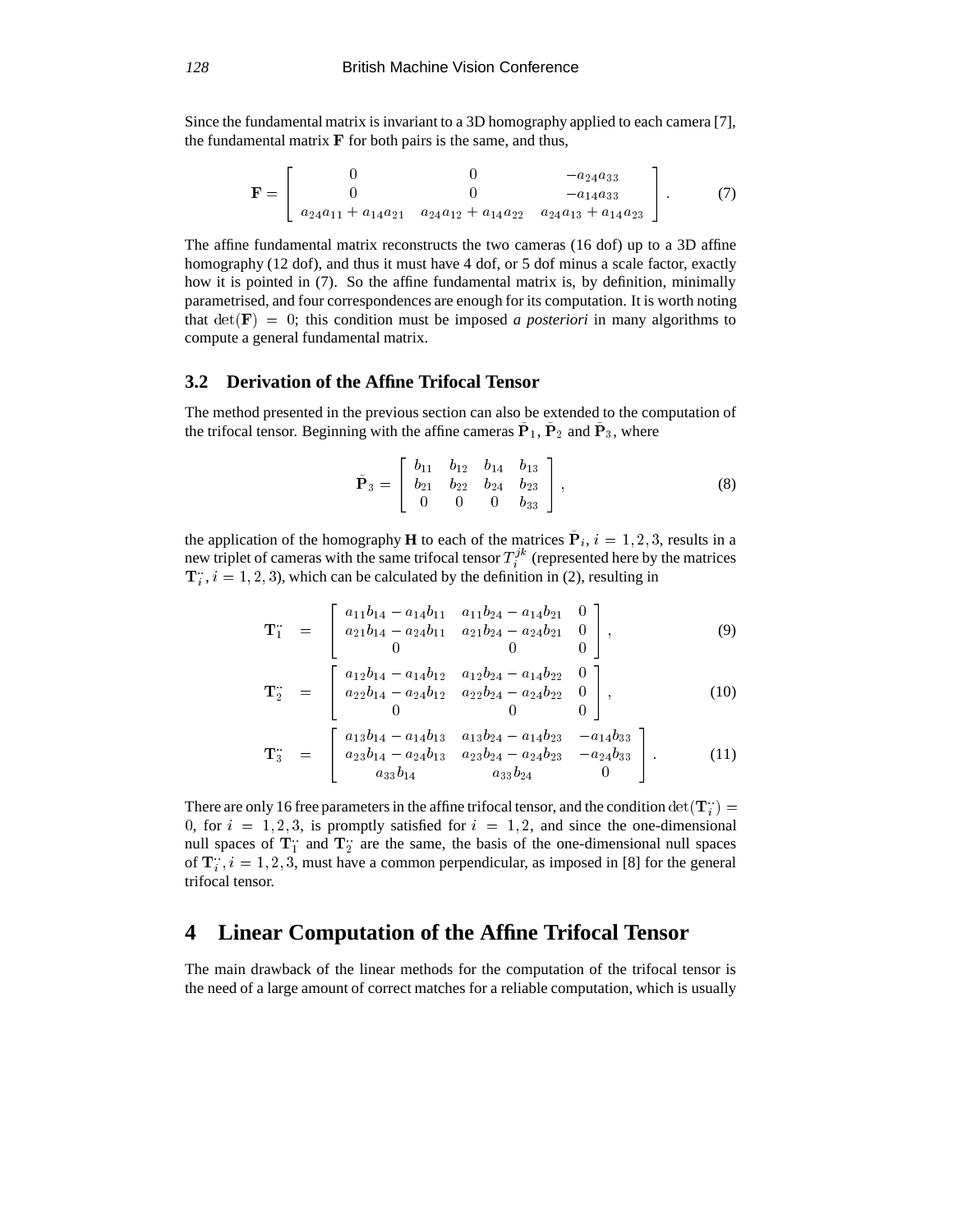Since the fundamental matrix is invariant to a 3D homography applied to each camera [7], the fundamental matrix $\mathbf{F}$ for both pairs is the same, and thus,

$$\mathbf{F} = \begin{bmatrix} 0 & 0 & -a_{24}a_{33} \\ 0 & 0 & -a_{14}a_{33} \\ a_{24}a_{11} + a_{14}a_{21} & a_{24}a_{12} + a_{14}a_{22} & a_{24}a_{13} + a_{14}a_{23} \end{bmatrix}. \tag{7}$$

The affine fundamental matrix reconstructs the two cameras (16 dof) up to a 3D affine homography (12 dof), and thus it must have 4 dof, or 5 dof minus a scale factor, exactly how it is pointed in (7). So the affine fundamental matrix is, by definition, minimally parametrised, and four correspondences are enough for its computation. It is worth noting that $\det(\mathbf{F}) = 0$; this condition must be imposed *a posteriori* in many algorithms to compute a general fundamental matrix.

### 3.2 Derivation of the Affine Trifocal Tensor

The method presented in the previous section can also be extended to the computation of the trifocal tensor. Beginning with the affine cameras $\bar{\mathbf{P}}_1$, $\bar{\mathbf{P}}_2$ and $\bar{\mathbf{P}}_3$, where

$$\bar{\mathbf{P}}_3 = \begin{bmatrix} b_{11} & b_{12} & b_{14} & b_{13} \\ b_{21} & b_{22} & b_{24} & b_{23} \\ 0 & 0 & 0 & b_{33} \end{bmatrix}, \tag{8}$$

the application of the homography **H** to each of the matrices $\bar{\mathbf{P}}_i$, $i = 1, 2, 3$, results in a new triplet of cameras with the same trifocal tensor $T_i^{jk}$ (represented here by the matrices $\mathbf{T}_i^{\cdot\cdot}$, $i = 1, 2, 3$), which can be calculated by the definition in (2), resulting in

$$\mathbf{T}_1^{\cdot\cdot} = \begin{bmatrix} a_{11}b_{14} - a_{14}b_{11} & a_{11}b_{24} - a_{14}b_{21} & 0 \\ a_{21}b_{14} - a_{24}b_{11} & a_{21}b_{24} - a_{24}b_{21} & 0 \\ 0 & 0 & 0 \end{bmatrix}, \tag{9}$$

$$\mathbf{T}_2^{\cdot\cdot} = \begin{bmatrix} a_{12}b_{14} - a_{14}b_{12} & a_{12}b_{24} - a_{14}b_{22} & 0 \\ a_{22}b_{14} - a_{24}b_{12} & a_{22}b_{24} - a_{24}b_{22} & 0 \\ 0 & 0 & 0 \end{bmatrix}, \tag{10}$$

$$\mathbf{T}_3^{\cdot\cdot} = \begin{bmatrix} a_{13}b_{14} - a_{14}b_{13} & a_{13}b_{24} - a_{14}b_{23} & -a_{14}b_{33} \\ a_{23}b_{14} - a_{24}b_{13} & a_{23}b_{24} - a_{24}b_{23} & -a_{24}b_{33} \\ a_{33}b_{14} & a_{33}b_{24} & 0 \end{bmatrix}. \tag{11}$$

There are only 16 free parameters in the affine trifocal tensor, and the condition $\det(\mathbf{T}_i^{\cdot\cdot}) = 0$, for $i = 1, 2, 3$, is promptly satisfied for $i = 1, 2$, and since the one-dimensional null spaces of $\mathbf{T}_1^{\cdot\cdot}$ and $\mathbf{T}_2^{\cdot\cdot}$ are the same, the basis of the one-dimensional null spaces of $\mathbf{T}_i^{\cdot\cdot}$, $i = 1, 2, 3$, must have a common perpendicular, as imposed in [8] for the general trifocal tensor.

## 4 Linear Computation of the Affine Trifocal Tensor

The main drawback of the linear methods for the computation of the trifocal tensor is the need of a large amount of correct matches for a reliable computation, which is usually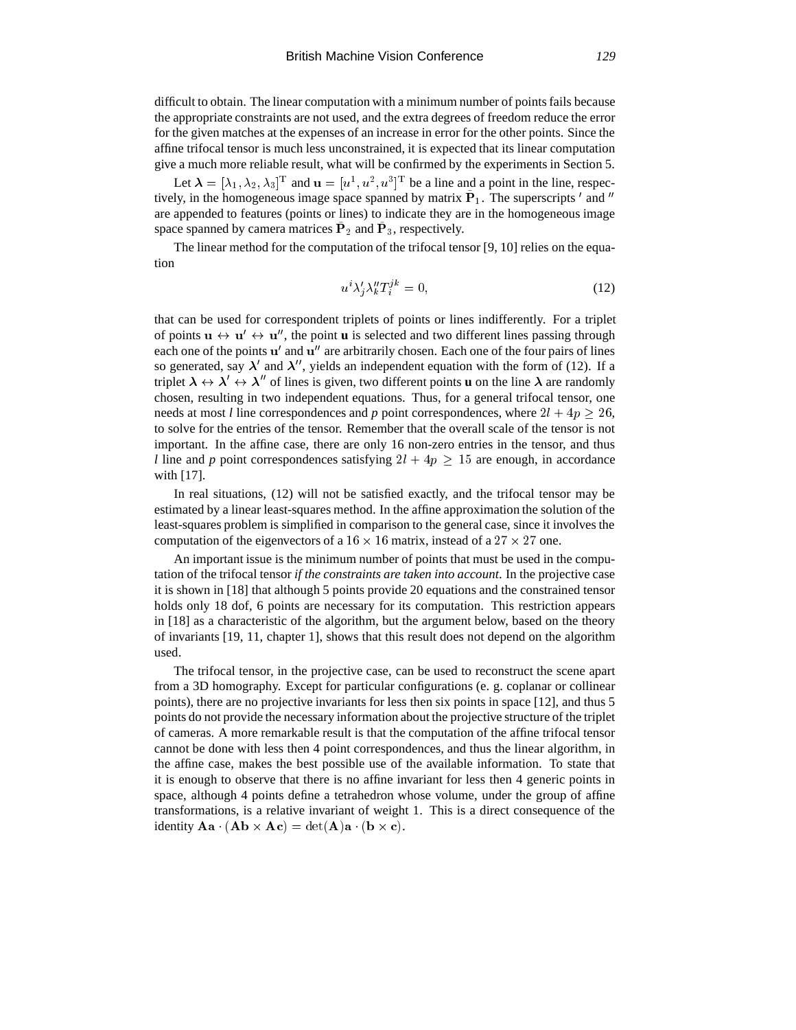difficult to obtain. The linear computation with a minimum number of points fails because the appropriate constraints are not used, and the extra degrees of freedom reduce the error for the given matches at the expenses of an increase in error for the other points. Since the affine trifocal tensor is much less unconstrained, it is expected that its linear computation give a much more reliable result, what will be confirmed by the experiments in Section 5.

Let $\boldsymbol{\lambda} = [\lambda_1, \lambda_2, \lambda_3]^{\mathrm{T}}$ and $\mathbf{u} = [u^1, u^2, u^3]^{\mathrm{T}}$ be a line and a point in the line, respectively, in the homogeneous image space spanned by matrix $\bar{\mathbf{P}}_1$. The superscripts $'$ and $''$ are appended to features (points or lines) to indicate they are in the homogeneous image space spanned by camera matrices $\bar{\mathbf{P}}_2$ and $\bar{\mathbf{P}}_3$, respectively.

The linear method for the computation of the trifocal tensor [9, 10] relies on the equation

$$u^i \lambda'_j \lambda''_k T_i^{jk} = 0, \tag{12}$$

that can be used for correspondent triplets of points or lines indifferently. For a triplet of points $\mathbf{u} \leftrightarrow \mathbf{u}' \leftrightarrow \mathbf{u}''$, the point $\mathbf{u}$ is selected and two different lines passing through each one of the points $\mathbf{u}'$ and $\mathbf{u}''$ are arbitrarily chosen. Each one of the four pairs of lines so generated, say $\boldsymbol{\lambda}'$ and $\boldsymbol{\lambda}''$, yields an independent equation with the form of (12). If a triplet $\boldsymbol{\lambda} \leftrightarrow \boldsymbol{\lambda}' \leftrightarrow \boldsymbol{\lambda}''$ of lines is given, two different points $\mathbf{u}$ on the line $\boldsymbol{\lambda}$ are randomly chosen, resulting in two independent equations. Thus, for a general trifocal tensor, one needs at most *l* line correspondences and *p* point correspondences, where $2l + 4p \geq 26$, to solve for the entries of the tensor. Remember that the overall scale of the tensor is not important. In the affine case, there are only 16 non-zero entries in the tensor, and thus *l* line and *p* point correspondences satisfying $2l + 4p \geq 15$ are enough, in accordance with [17].

In real situations, (12) will not be satisfied exactly, and the trifocal tensor may be estimated by a linear least-squares method. In the affine approximation the solution of the least-squares problem is simplified in comparison to the general case, since it involves the computation of the eigenvectors of a $16 \times 16$ matrix, instead of a $27 \times 27$ one.

An important issue is the minimum number of points that must be used in the computation of the trifocal tensor *if the constraints are taken into account*. In the projective case it is shown in [18] that although 5 points provide 20 equations and the constrained tensor holds only 18 dof, 6 points are necessary for its computation. This restriction appears in [18] as a characteristic of the algorithm, but the argument below, based on the theory of invariants [19, 11, chapter 1], shows that this result does not depend on the algorithm used.

The trifocal tensor, in the projective case, can be used to reconstruct the scene apart from a 3D homography. Except for particular configurations (e. g. coplanar or collinear points), there are no projective invariants for less then six points in space [12], and thus 5 points do not provide the necessary information about the projective structure of the triplet of cameras. A more remarkable result is that the computation of the affine trifocal tensor cannot be done with less then 4 point correspondences, and thus the linear algorithm, in the affine case, makes the best possible use of the available information. To state that it is enough to observe that there is no affine invariant for less then 4 generic points in space, although 4 points define a tetrahedron whose volume, under the group of affine transformations, is a relative invariant of weight 1. This is a direct consequence of the identity $\mathbf{A}\mathbf{a} \cdot (\mathbf{A}\mathbf{b} \times \mathbf{A}\mathbf{c}) = \det(\mathbf{A})\mathbf{a} \cdot (\mathbf{b} \times \mathbf{c})$.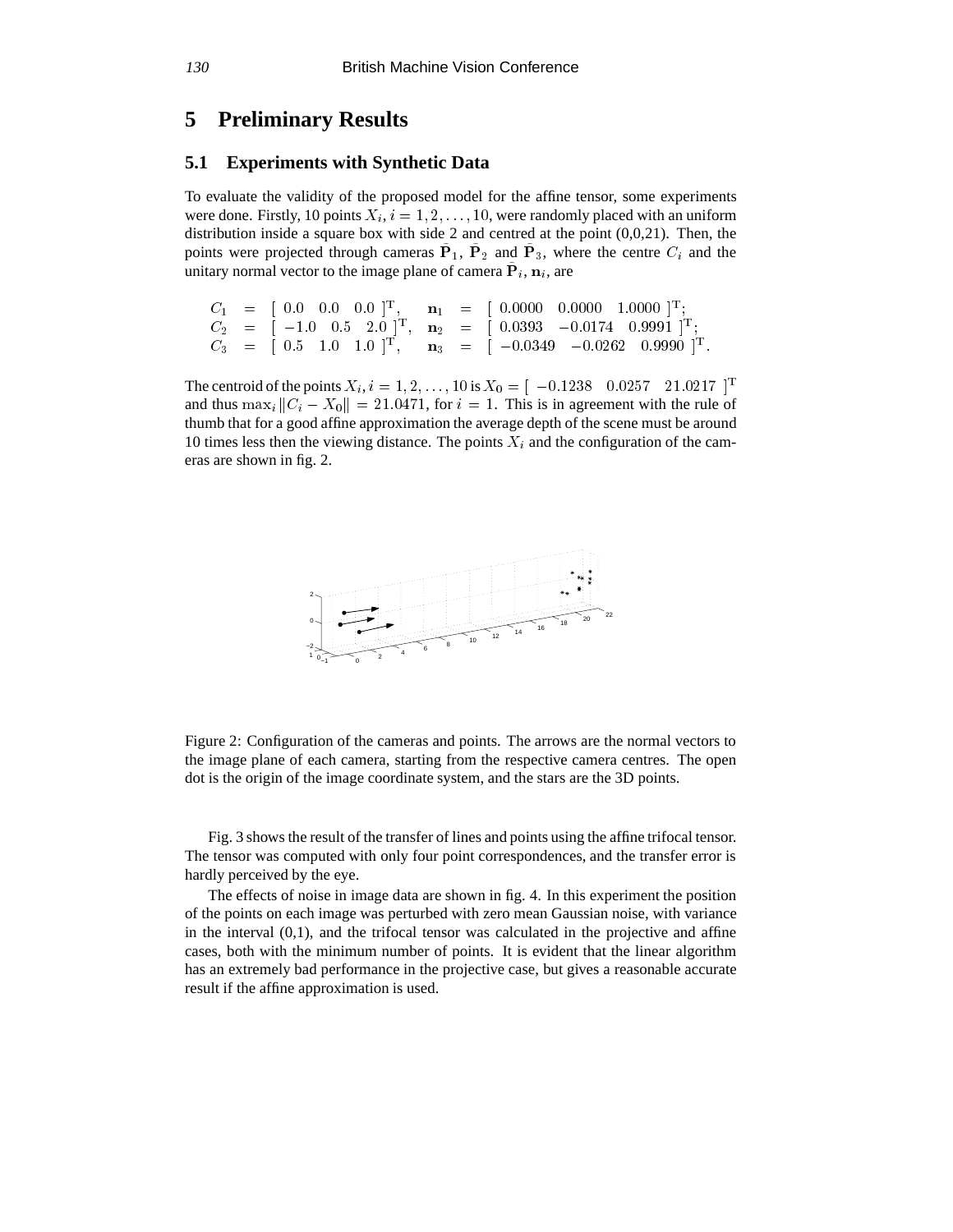## 5 Preliminary Results

### 5.1 Experiments with Synthetic Data

To evaluate the validity of the proposed model for the affine tensor, some experiments were done. Firstly, 10 points $X_i, i = 1, 2, \ldots, 10$, were randomly placed with an uniform distribution inside a square box with side 2 and centred at the point (0,0,21). Then, the points were projected through cameras $\bar{\mathbf{P}}_1$, $\bar{\mathbf{P}}_2$ and $\bar{\mathbf{P}}_3$, where the centre $C_i$ and the unitary normal vector to the image plane of camera $\bar{\mathbf{P}}_i$, $\mathbf{n}_i$, are

$$
\begin{array}{lcllcl}
C_1 & = & [\ 0.0 \quad 0.0 \quad 0.0\ ]^{\mathrm{T}}, & \mathbf{n}_1 & = & [\ 0.0000 \quad 0.0000 \quad 1.0000\ ]^{\mathrm{T}}; \\
C_2 & = & [\ -1.0 \quad 0.5 \quad 2.0\ ]^{\mathrm{T}}, & \mathbf{n}_2 & = & [\ 0.0393 \quad -0.0174 \quad 0.9991\ ]^{\mathrm{T}}; \\
C_3 & = & [\ 0.5 \quad 1.0 \quad 1.0\ ]^{\mathrm{T}}, & \mathbf{n}_3 & = & [\ -0.0349 \quad -0.0262 \quad 0.9990\ ]^{\mathrm{T}}.
\end{array}
$$

The centroid of the points $X_i, i = 1, 2, \ldots, 10$ is $X_0 = [\ -0.1238 \quad 0.0257 \quad 21.0217\ ]^{\mathrm{T}}$ and thus $\max_i \|C_i - X_0\| = 21.0471$, for $i = 1$. This is in agreement with the rule of thumb that for a good affine approximation the average depth of the scene must be around 10 times less then the viewing distance. The points $X_i$ and the configuration of the cameras are shown in fig. 2.

Figure 2: Configuration of the cameras and points. The arrows are the normal vectors to the image plane of each camera, starting from the respective camera centres. The open dot is the origin of the image coordinate system, and the stars are the 3D points.

Fig. 3 shows the result of the transfer of lines and points using the affine trifocal tensor. The tensor was computed with only four point correspondences, and the transfer error is hardly perceived by the eye.

The effects of noise in image data are shown in fig. 4. In this experiment the position of the points on each image was perturbed with zero mean Gaussian noise, with variance in the interval (0,1), and the trifocal tensor was calculated in the projective and affine cases, both with the minimum number of points. It is evident that the linear algorithm has an extremely bad performance in the projective case, but gives a reasonable accurate result if the affine approximation is used.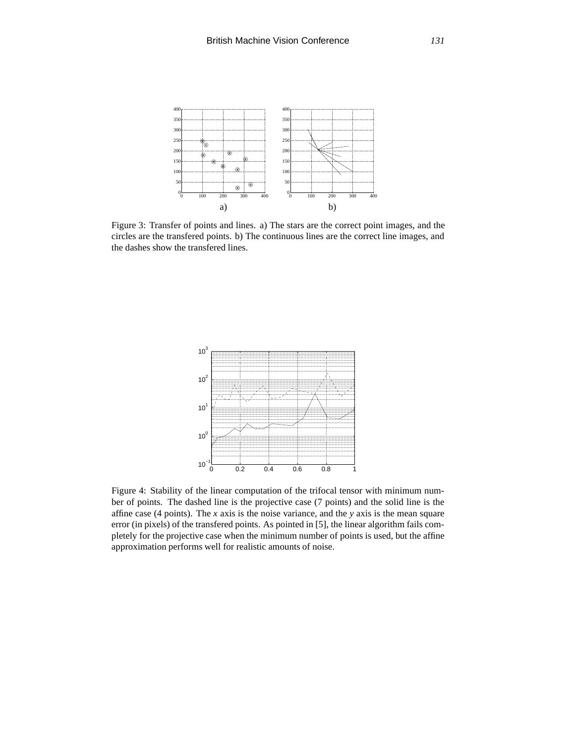Figure 3: Transfer of points and lines. a) The stars are the correct point images, and the circles are the transfered points. b) The continuous lines are the correct line images, and the dashes show the transfered lines.

Figure 4: Stability of the linear computation of the trifocal tensor with minimum number of points. The dashed line is the projective case (7 points) and the solid line is the affine case (4 points). The $x$ axis is the noise variance, and the $y$ axis is the mean square error (in pixels) of the transfered points. As pointed in [5], the linear algorithm fails completely for the projective case when the minimum number of points is used, but the affine approximation performs well for realistic amounts of noise.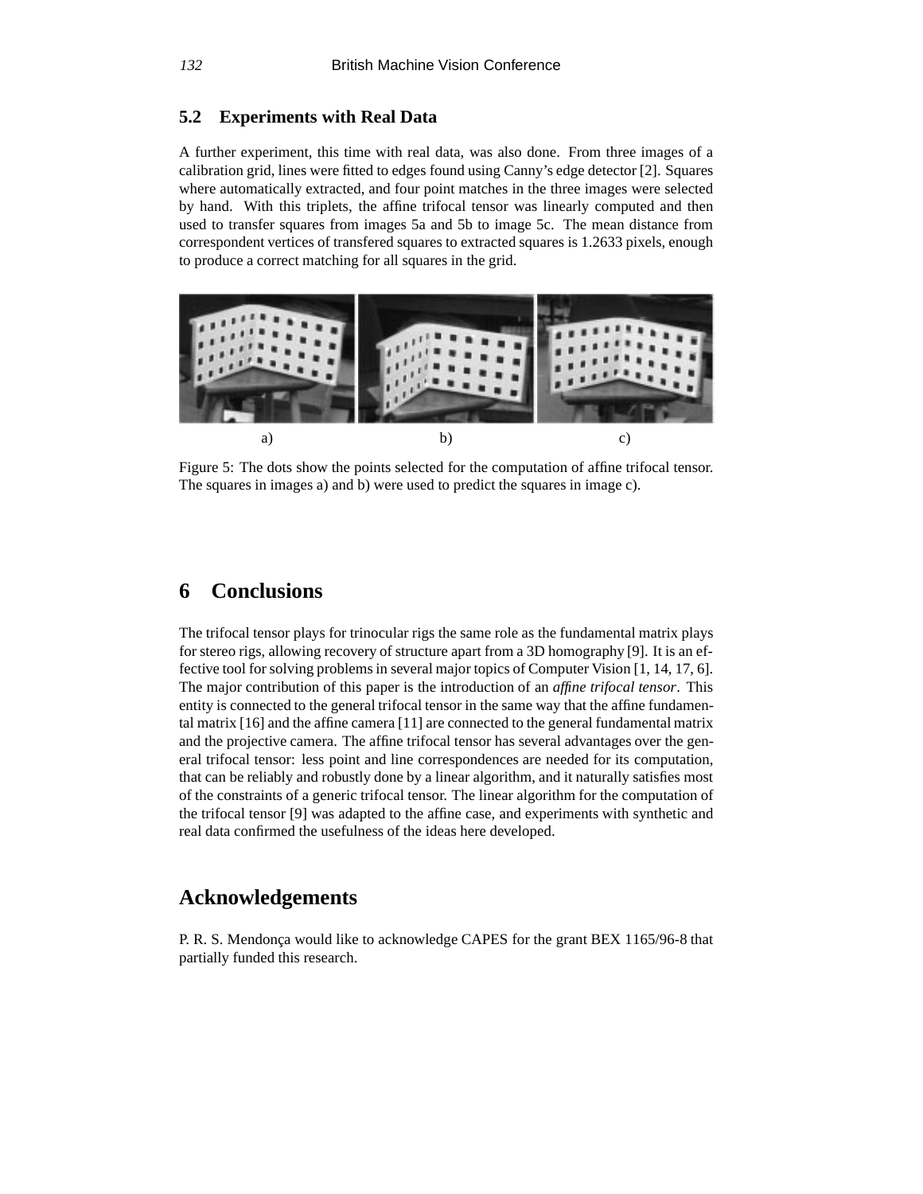### 5.2 Experiments with Real Data

A further experiment, this time with real data, was also done. From three images of a calibration grid, lines were fitted to edges found using Canny's edge detector [2]. Squares where automatically extracted, and four point matches in the three images were selected by hand. With this triplets, the affine trifocal tensor was linearly computed and then used to transfer squares from images 5a and 5b to image 5c. The mean distance from correspondent vertices of transfered squares to extracted squares is 1.2633 pixels, enough to produce a correct matching for all squares in the grid.

a) b) c)

Figure 5: The dots show the points selected for the computation of affine trifocal tensor. The squares in images a) and b) were used to predict the squares in image c).

## 6 Conclusions

The trifocal tensor plays for trinocular rigs the same role as the fundamental matrix plays for stereo rigs, allowing recovery of structure apart from a 3D homography [9]. It is an effective tool for solving problems in several major topics of Computer Vision [1, 14, 17, 6]. The major contribution of this paper is the introduction of an *affine trifocal tensor*. This entity is connected to the general trifocal tensor in the same way that the affine fundamental matrix [16] and the affine camera [11] are connected to the general fundamental matrix and the projective camera. The affine trifocal tensor has several advantages over the general trifocal tensor: less point and line correspondences are needed for its computation, that can be reliably and robustly done by a linear algorithm, and it naturally satisfies most of the constraints of a generic trifocal tensor. The linear algorithm for the computation of the trifocal tensor [9] was adapted to the affine case, and experiments with synthetic and real data confirmed the usefulness of the ideas here developed.

## Acknowledgements

P. R. S. Mendonça would like to acknowledge CAPES for the grant BEX 1165/96-8 that partially funded this research.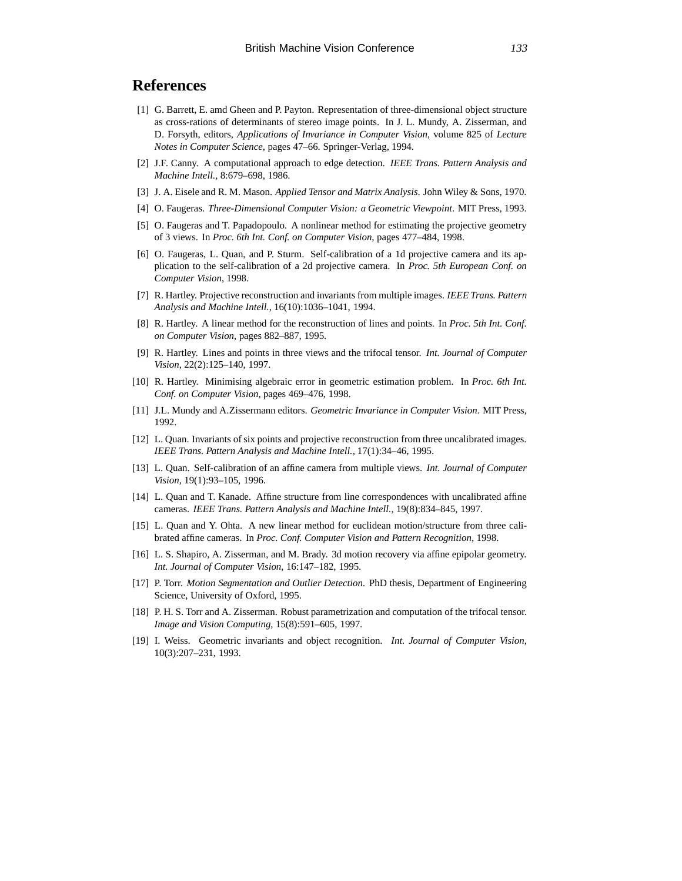# References

[1] G. Barrett, E. amd Gheen and P. Payton. Representation of three-dimensional object structure as cross-rations of determinants of stereo image points. In J. L. Mundy, A. Zisserman, and D. Forsyth, editors, *Applications of Invariance in Computer Vision*, volume 825 of *Lecture Notes in Computer Science*, pages 47–66. Springer-Verlag, 1994.

[2] J.F. Canny. A computational approach to edge detection. *IEEE Trans. Pattern Analysis and Machine Intell.*, 8:679–698, 1986.

[3] J. A. Eisele and R. M. Mason. *Applied Tensor and Matrix Analysis*. John Wiley & Sons, 1970.

[4] O. Faugeras. *Three-Dimensional Computer Vision: a Geometric Viewpoint*. MIT Press, 1993.

[5] O. Faugeras and T. Papadopoulo. A nonlinear method for estimating the projective geometry of 3 views. In *Proc. 6th Int. Conf. on Computer Vision*, pages 477–484, 1998.

[6] O. Faugeras, L. Quan, and P. Sturm. Self-calibration of a 1d projective camera and its application to the self-calibration of a 2d projective camera. In *Proc. 5th European Conf. on Computer Vision*, 1998.

[7] R. Hartley. Projective reconstruction and invariants from multiple images. *IEEE Trans. Pattern Analysis and Machine Intell.*, 16(10):1036–1041, 1994.

[8] R. Hartley. A linear method for the reconstruction of lines and points. In *Proc. 5th Int. Conf. on Computer Vision*, pages 882–887, 1995.

[9] R. Hartley. Lines and points in three views and the trifocal tensor. *Int. Journal of Computer Vision*, 22(2):125–140, 1997.

[10] R. Hartley. Minimising algebraic error in geometric estimation problem. In *Proc. 6th Int. Conf. on Computer Vision*, pages 469–476, 1998.

[11] J.L. Mundy and A.Zissermann editors. *Geometric Invariance in Computer Vision*. MIT Press, 1992.

[12] L. Quan. Invariants of six points and projective reconstruction from three uncalibrated images. *IEEE Trans. Pattern Analysis and Machine Intell.*, 17(1):34–46, 1995.

[13] L. Quan. Self-calibration of an affine camera from multiple views. *Int. Journal of Computer Vision*, 19(1):93–105, 1996.

[14] L. Quan and T. Kanade. Affine structure from line correspondences with uncalibrated affine cameras. *IEEE Trans. Pattern Analysis and Machine Intell.*, 19(8):834–845, 1997.

[15] L. Quan and Y. Ohta. A new linear method for euclidean motion/structure from three calibrated affine cameras. In *Proc. Conf. Computer Vision and Pattern Recognition*, 1998.

[16] L. S. Shapiro, A. Zisserman, and M. Brady. 3d motion recovery via affine epipolar geometry. *Int. Journal of Computer Vision*, 16:147–182, 1995.

[17] P. Torr. *Motion Segmentation and Outlier Detection*. PhD thesis, Department of Engineering Science, University of Oxford, 1995.

[18] P. H. S. Torr and A. Zisserman. Robust parametrization and computation of the trifocal tensor. *Image and Vision Computing*, 15(8):591–605, 1997.

[19] I. Weiss. Geometric invariants and object recognition. *Int. Journal of Computer Vision*, 10(3):207–231, 1993.